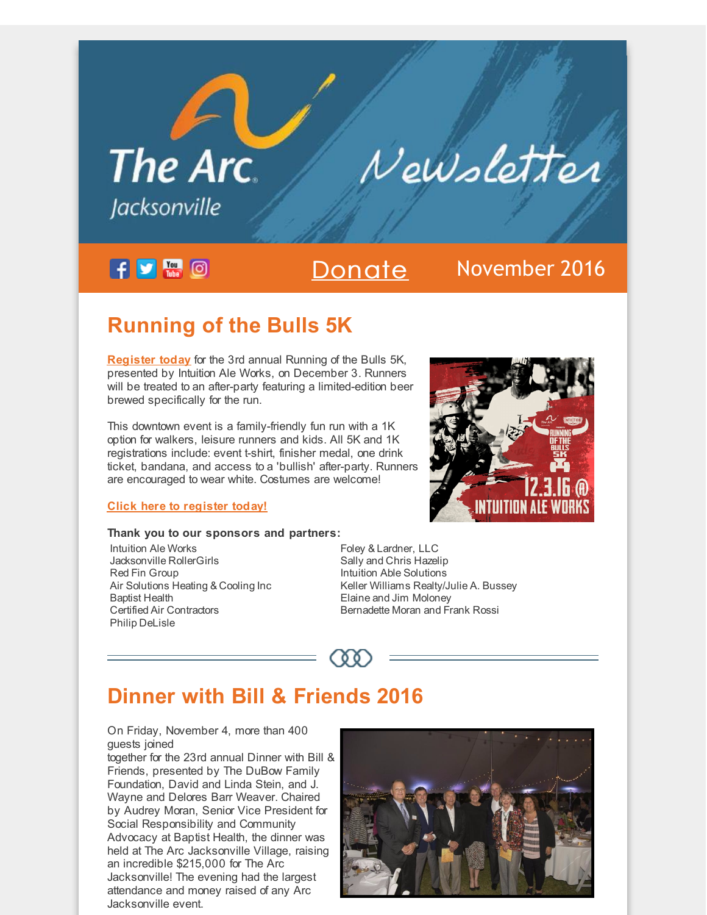# The Arc Jacksonville Newsletter

Donate | November 2016

## Running of the Bulls 5K

**Register today** for the 3rd annual Running of the Bulls 5K, presented by Intuition Ale Works, on December 3. Runners will be treated to an after-party featuring a limited-edition beer brewed specifically for the run.

This downtown event is a family-friendly fun run with a 1K option for walkers, leisure runners and kids. All 5K and 1K registrations include: event t-shirt, finisher medal, one drink ticket, bandana, and access to a 'bullish' after-party. Runners are encouraged to wear white. Costumes are welcome!

**Click here to register today!**

**Thank you to our sponsors and partners:**

- Intuition Ale Works
- Jacksonville RollerGirls
- Red Fin Group
- Air Solutions Heating & Cooling Inc
- Baptist Health
- Certified Air Contractors
- Philip DeLisle
- Foley & Lardner, LLC
- Sally and Chris Hazelip
- Intuition Able Solutions
- Keller Williams Realty/Julie A. Bussey
- Elaine and Jim Moloney
- Bernadette Moran and Frank Rossi

## Dinner with Bill & Friends 2016

On Friday, November 4, more than 400 guests joined together for the 23rd annual Dinner with Bill & Friends, presented by The DuBow Family Foundation, David and Linda Stein, and J. Wayne and Delores Barr Weaver. Chaired by Audrey Moran, Senior Vice President for Social Responsibility and Community Advocacy at Baptist Health, the dinner was held at The Arc Jacksonville Village, raising an incredible $215,000 for The Arc Jacksonville! The evening had the largest attendance and money raised of any Arc Jacksonville event.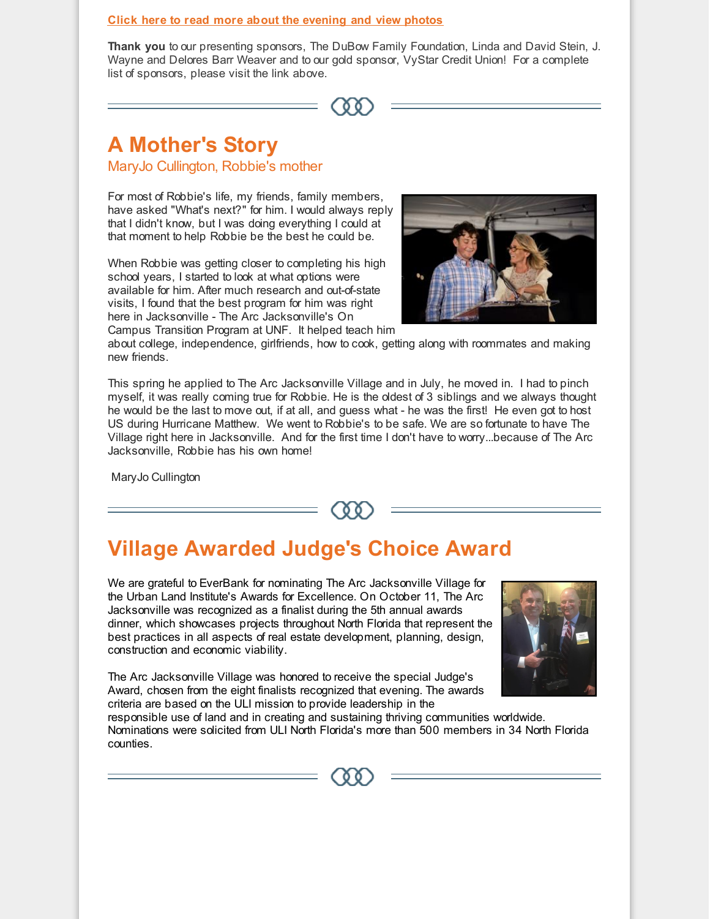[Click here to read more about the evening and view photos]

**Thank you** to our presenting sponsors, The DuBow Family Foundation, Linda and David Stein, J. Wayne and Delores Barr Weaver and to our gold sponsor, VyStar Credit Union! For a complete list of sponsors, please visit the link above.

## A Mother's Story

### MaryJo Cullington, Robbie's mother

For most of Robbie's life, my friends, family members, have asked "What's next?" for him. I would always reply that I didn't know, but I was doing everything I could at that moment to help Robbie be the best he could be.

When Robbie was getting closer to completing his high school years, I started to look at what options were available for him. After much research and out-of-state visits, I found that the best program for him was right here in Jacksonville - The Arc Jacksonville's On Campus Transition Program at UNF. It helped teach him about college, independence, girlfriends, how to cook, getting along with roommates and making new friends.

This spring he applied to The Arc Jacksonville Village and in July, he moved in. I had to pinch myself, it was really coming true for Robbie. He is the oldest of 3 siblings and we always thought he would be the last to move out, if at all, and guess what - he was the first! He even got to host US during Hurricane Matthew. We went to Robbie's to be safe. We are so fortunate to have The Village right here in Jacksonville. And for the first time I don't have to worry...because of The Arc Jacksonville, Robbie has his own home!

MaryJo Cullington

## Village Awarded Judge's Choice Award

We are grateful to EverBank for nominating The Arc Jacksonville Village for the Urban Land Institute's Awards for Excellence. On October 11, The Arc Jacksonville was recognized as a finalist during the 5th annual awards dinner, which showcases projects throughout North Florida that represent the best practices in all aspects of real estate development, planning, design, construction and economic viability.

The Arc Jacksonville Village was honored to receive the special Judge's Award, chosen from the eight finalists recognized that evening. The awards criteria are based on the ULI mission to provide leadership in the responsible use of land and in creating and sustaining thriving communities worldwide. Nominations were solicited from ULI North Florida's more than 500 members in 34 North Florida counties.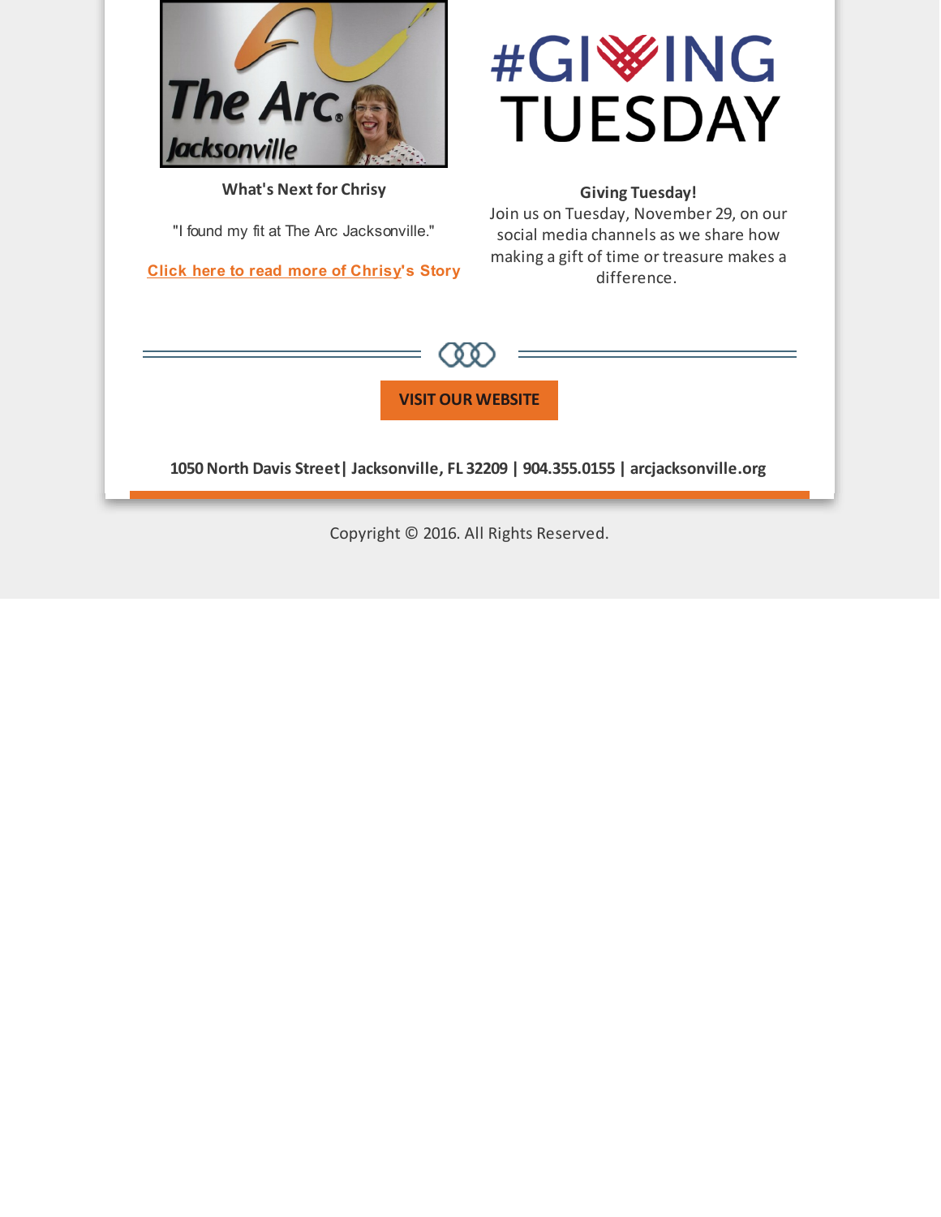**What's Next for Chrisy**

"I found my fit at The Arc Jacksonville."

Click here to read more of Chrisy's Story

**Giving Tuesday!**

Join us on Tuesday, November 29, on our social media channels as we share how making a gift of time or treasure makes a difference.

**VISIT OUR WEBSITE**

**1050 North Davis Street | Jacksonville, FL 32209 | 904.355.0155 | arcjacksonville.org**

Copyright © 2016. All Rights Reserved.